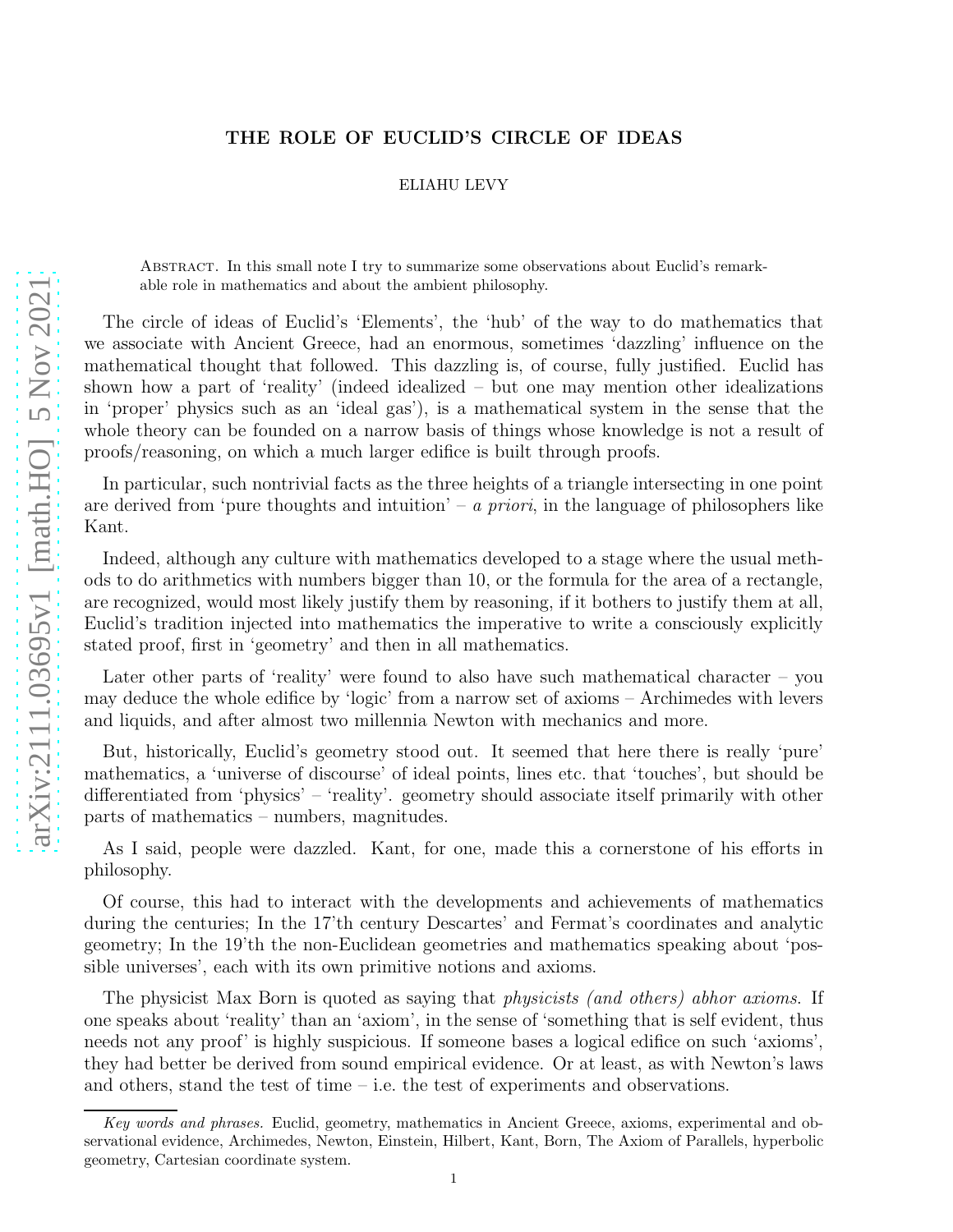# THE ROLE OF EUCLID'S CIRCLE OF IDEAS

ELIAHU LEVY

Abstract. In this small note I try to summarize some observations about Euclid's remarkable role in mathematics and about the ambient philosophy.

The circle of ideas of Euclid's 'Elements', the 'hub' of the way to do mathematics that we associate with Ancient Greece, had an enormous, sometimes 'dazzling' influence on the mathematical thought that followed. This dazzling is, of course, fully justified. Euclid has shown how a part of 'reality' (indeed idealized – but one may mention other idealizations in 'proper' physics such as an 'ideal gas'), is a mathematical system in the sense that the whole theory can be founded on a narrow basis of things whose knowledge is not a result of proofs/reasoning, on which a much larger edifice is built through proofs.

In particular, such nontrivial facts as the three heights of a triangle intersecting in one point are derived from 'pure thoughts and intuition' – *a priori*, in the language of philosophers like Kant.

Indeed, although any culture with mathematics developed to a stage where the usual methods to do arithmetics with numbers bigger than 10, or the formula for the area of a rectangle, are recognized, would most likely justify them by reasoning, if it bothers to justify them at all, Euclid's tradition injected into mathematics the imperative to write a consciously explicitly stated proof, first in 'geometry' and then in all mathematics.

Later other parts of 'reality' were found to also have such mathematical character – you may deduce the whole edifice by 'logic' from a narrow set of axioms – Archimedes with levers and liquids, and after almost two millennia Newton with mechanics and more.

But, historically, Euclid's geometry stood out. It seemed that here there is really 'pure' mathematics, a 'universe of discourse' of ideal points, lines etc. that 'touches', but should be differentiated from 'physics' – 'reality'. geometry should associate itself primarily with other parts of mathematics – numbers, magnitudes.

As I said, people were dazzled. Kant, for one, made this a cornerstone of his efforts in philosophy.

Of course, this had to interact with the developments and achievements of mathematics during the centuries; In the 17'th century Descartes' and Fermat's coordinates and analytic geometry; In the 19'th the non-Euclidean geometries and mathematics speaking about 'possible universes', each with its own primitive notions and axioms.

The physicist Max Born is quoted as saying that *physicists (and others) abhor axioms*. If one speaks about 'reality' than an 'axiom', in the sense of 'something that is self evident, thus needs not any proof' is highly suspicious. If someone bases a logical edifice on such 'axioms', they had better be derived from sound empirical evidence. Or at least, as with Newton's laws and others, stand the test of time – i.e. the test of experiments and observations.

*Key words and phrases.* Euclid, geometry, mathematics in Ancient Greece, axioms, experimental and observational evidence, Archimedes, Newton, Einstein, Hilbert, Kant, Born, The Axiom of Parallels, hyperbolic geometry, Cartesian coordinate system.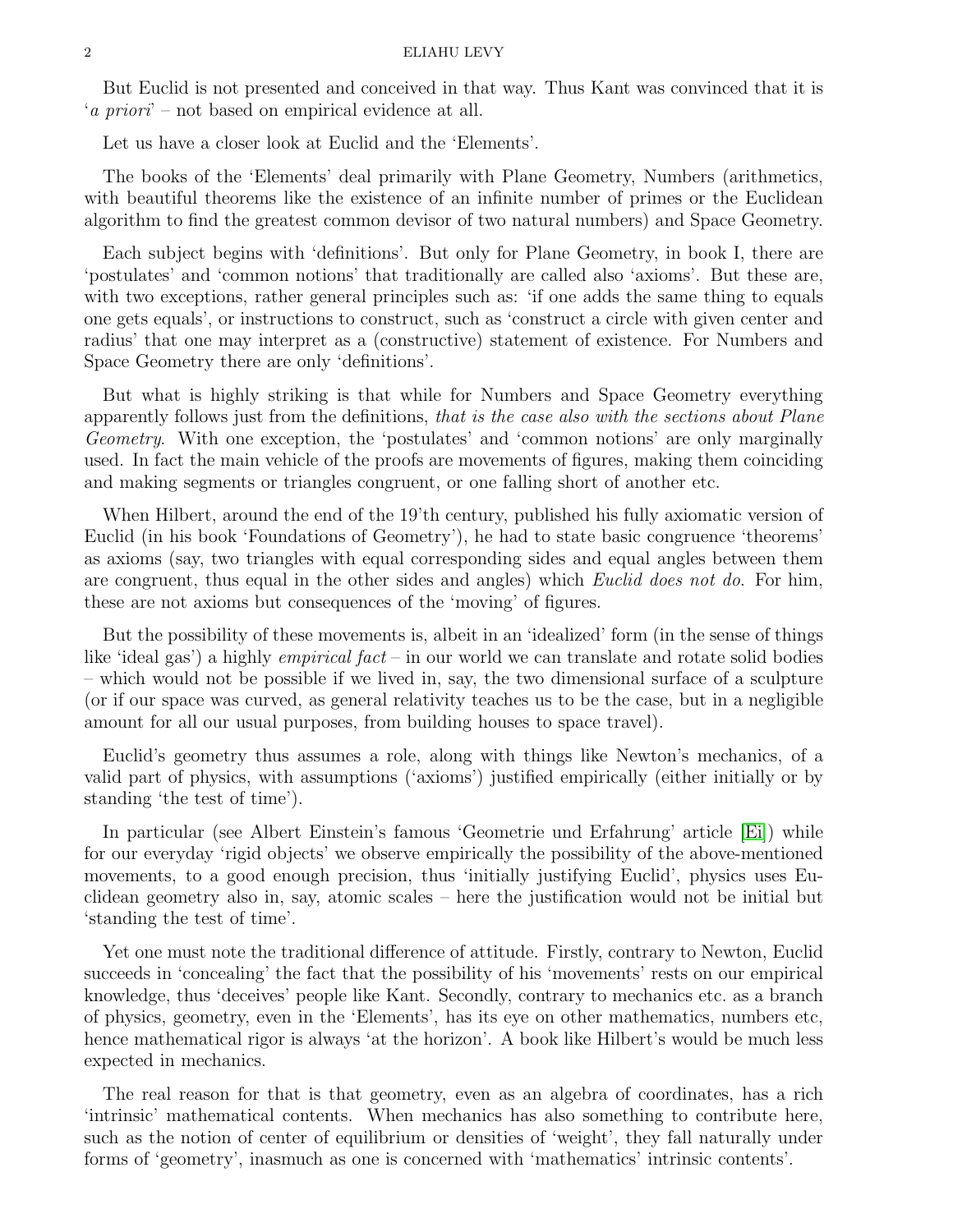But Euclid is not presented and conceived in that way. Thus Kant was convinced that it is '*a priori*' – not based on empirical evidence at all.

Let us have a closer look at Euclid and the 'Elements'.

The books of the 'Elements' deal primarily with Plane Geometry, Numbers (arithmetics, with beautiful theorems like the existence of an infinite number of primes or the Euclidean algorithm to find the greatest common devisor of two natural numbers) and Space Geometry.

Each subject begins with 'definitions'. But only for Plane Geometry, in book I, there are 'postulates' and 'common notions' that traditionally are called also 'axioms'. But these are, with two exceptions, rather general principles such as: 'if one adds the same thing to equals one gets equals', or instructions to construct, such as 'construct a circle with given center and radius' that one may interpret as a (constructive) statement of existence. For Numbers and Space Geometry there are only 'definitions'.

But what is highly striking is that while for Numbers and Space Geometry everything apparently follows just from the definitions, *that is the case also with the sections about Plane Geometry*. With one exception, the 'postulates' and 'common notions' are only marginally used. In fact the main vehicle of the proofs are movements of figures, making them coinciding and making segments or triangles congruent, or one falling short of another etc.

When Hilbert, around the end of the 19'th century, published his fully axiomatic version of Euclid (in his book 'Foundations of Geometry'), he had to state basic congruence 'theorems' as axioms (say, two triangles with equal corresponding sides and equal angles between them are congruent, thus equal in the other sides and angles) which *Euclid does not do*. For him, these are not axioms but consequences of the 'moving' of figures.

But the possibility of these movements is, albeit in an 'idealized' form (in the sense of things like 'ideal gas') a highly *empirical fact* – in our world we can translate and rotate solid bodies – which would not be possible if we lived in, say, the two dimensional surface of a sculpture (or if our space was curved, as general relativity teaches us to be the case, but in a negligible amount for all our usual purposes, from building houses to space travel).

Euclid's geometry thus assumes a role, along with things like Newton's mechanics, of a valid part of physics, with assumptions ('axioms') justified empirically (either initially or by standing 'the test of time').

In particular (see Albert Einstein's famous 'Geometrie und Erfahrung' article [Ei]) while for our everyday 'rigid objects' we observe empirically the possibility of the above-mentioned movements, to a good enough precision, thus 'initially justifying Euclid', physics uses Euclidean geometry also in, say, atomic scales – here the justification would not be initial but 'standing the test of time'.

Yet one must note the traditional difference of attitude. Firstly, contrary to Newton, Euclid succeeds in 'concealing' the fact that the possibility of his 'movements' rests on our empirical knowledge, thus 'deceives' people like Kant. Secondly, contrary to mechanics etc. as a branch of physics, geometry, even in the 'Elements', has its eye on other mathematics, numbers etc, hence mathematical rigor is always 'at the horizon'. A book like Hilbert's would be much less expected in mechanics.

The real reason for that is that geometry, even as an algebra of coordinates, has a rich 'intrinsic' mathematical contents. When mechanics has also something to contribute here, such as the notion of center of equilibrium or densities of 'weight', they fall naturally under forms of 'geometry', inasmuch as one is concerned with 'mathematics' intrinsic contents'.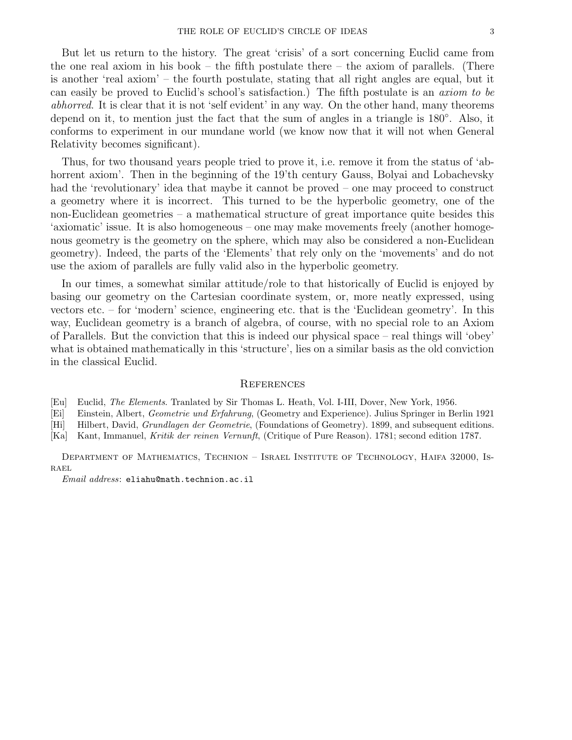But let us return to the history. The great 'crisis' of a sort concerning Euclid came from the one real axiom in his book – the fifth postulate there – the axiom of parallels. (There is another 'real axiom' – the fourth postulate, stating that all right angles are equal, but it can easily be proved to Euclid's school's satisfaction.) The fifth postulate is an *axiom to be abhorred*. It is clear that it is not 'self evident' in any way. On the other hand, many theorems depend on it, to mention just the fact that the sum of angles in a triangle is $180°$. Also, it conforms to experiment in our mundane world (we know now that it will not when General Relativity becomes significant).

Thus, for two thousand years people tried to prove it, i.e. remove it from the status of 'abhorrent axiom'. Then in the beginning of the 19'th century Gauss, Bolyai and Lobachevsky had the 'revolutionary' idea that maybe it cannot be proved – one may proceed to construct a geometry where it is incorrect. This turned to be the hyperbolic geometry, one of the non-Euclidean geometries – a mathematical structure of great importance quite besides this 'axiomatic' issue. It is also homogeneous – one may make movements freely (another homogenous geometry is the geometry on the sphere, which may also be considered a non-Euclidean geometry). Indeed, the parts of the 'Elements' that rely only on the 'movements' and do not use the axiom of parallels are fully valid also in the hyperbolic geometry.

In our times, a somewhat similar attitude/role to that historically of Euclid is enjoyed by basing our geometry on the Cartesian coordinate system, or, more neatly expressed, using vectors etc. – for 'modern' science, engineering etc. that is the 'Euclidean geometry'. In this way, Euclidean geometry is a branch of algebra, of course, with no special role to an Axiom of Parallels. But the conviction that this is indeed our physical space – real things will 'obey' what is obtained mathematically in this 'structure', lies on a similar basis as the old conviction in the classical Euclid.

## References

[Eu] Euclid, *The Elements*. Tranlated by Sir Thomas L. Heath, Vol. I-III, Dover, New York, 1956.

[Ei] Einstein, Albert, *Geometrie und Erfahrung*, (Geometry and Experience). Julius Springer in Berlin 1921

[Hi] Hilbert, David, *Grundlagen der Geometrie*, (Foundations of Geometry). 1899, and subsequent editions.

[Ka] Kant, Immanuel, *Kritik der reinen Vernunft*, (Critique of Pure Reason). 1781; second edition 1787.

Department of Mathematics, Technion – Israel Institute of Technology, Haifa 32000, Israel

*Email address*: eliahu@math.technion.ac.il